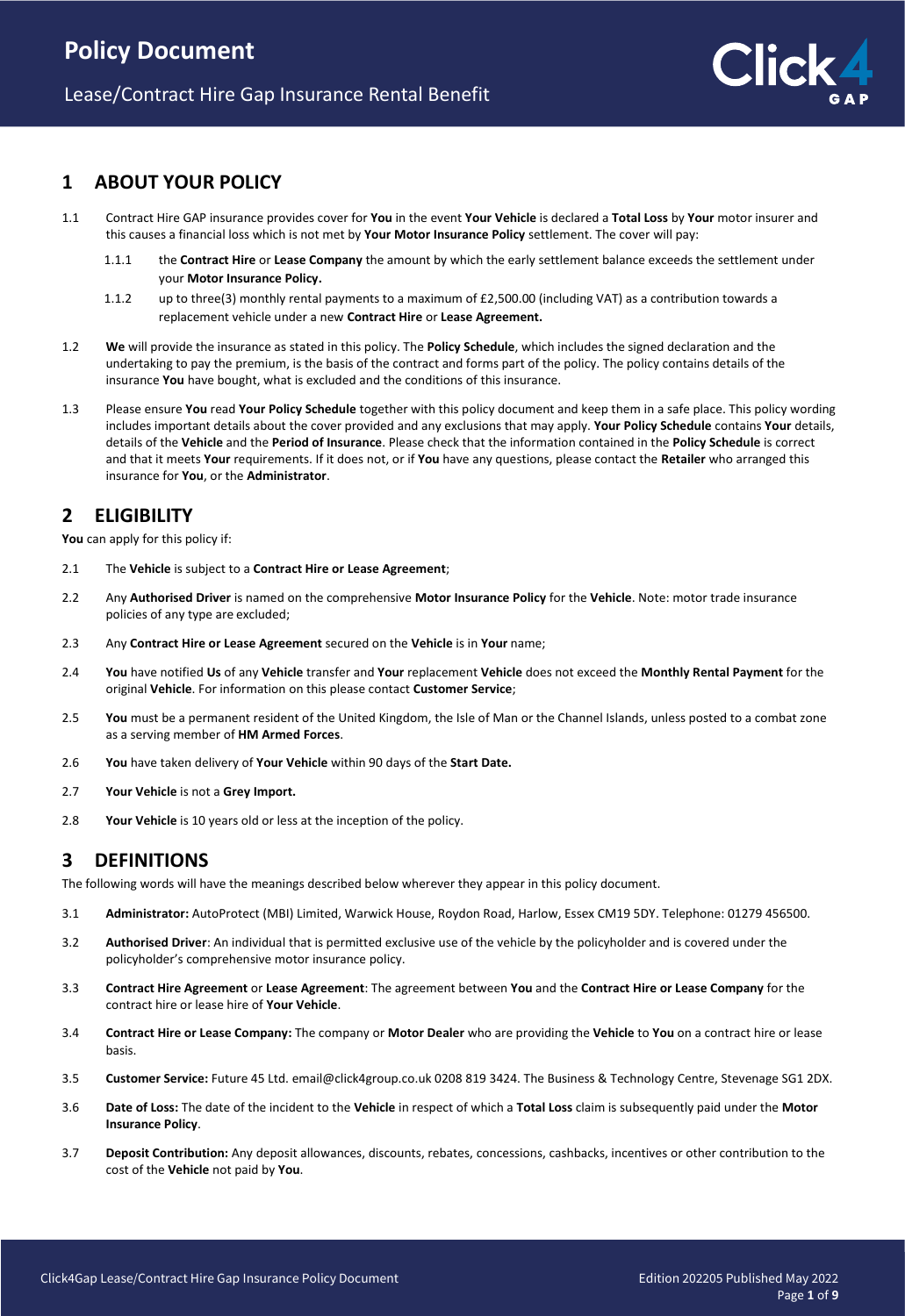# Policy Document

Lease/Contract Hire Gap Insurance Rental Benefit

## 1 ABOUT YOUR POLICY

1.1 Contract Hire GAP insurance provides cover for **You** in the event **Your Vehicle** is declared a **Total Loss** by **Your** motor insurer and this causes a financial loss which is not met by **Your Motor Insurance Policy** settlement. The cover will pay:

1.1.1 the **Contract Hire** or **Lease Company** the amount by which the early settlement balance exceeds the settlement under your **Motor Insurance Policy.**

1.1.2 up to three(3) monthly rental payments to a maximum of £2,500.00 (including VAT) as a contribution towards a replacement vehicle under a new **Contract Hire** or **Lease Agreement.**

1.2 **We** will provide the insurance as stated in this policy. The **Policy Schedule**, which includes the signed declaration and the undertaking to pay the premium, is the basis of the contract and forms part of the policy. The policy contains details of the insurance **You** have bought, what is excluded and the conditions of this insurance.

1.3 Please ensure **You** read **Your Policy Schedule** together with this policy document and keep them in a safe place. This policy wording includes important details about the cover provided and any exclusions that may apply. **Your Policy Schedule** contains **Your** details, details of the **Vehicle** and the **Period of Insurance**. Please check that the information contained in the **Policy Schedule** is correct and that it meets **Your** requirements. If it does not, or if **You** have any questions, please contact the **Retailer** who arranged this insurance for **You**, or the **Administrator**.

## 2 ELIGIBILITY

**You** can apply for this policy if:

2.1 The **Vehicle** is subject to a **Contract Hire or Lease Agreement**;

2.2 Any **Authorised Driver** is named on the comprehensive **Motor Insurance Policy** for the **Vehicle**. Note: motor trade insurance policies of any type are excluded;

2.3 Any **Contract Hire or Lease Agreement** secured on the **Vehicle** is in **Your** name;

2.4 **You** have notified **Us** of any **Vehicle** transfer and **Your** replacement **Vehicle** does not exceed the **Monthly Rental Payment** for the original **Vehicle**. For information on this please contact **Customer Service**;

2.5 **You** must be a permanent resident of the United Kingdom, the Isle of Man or the Channel Islands, unless posted to a combat zone as a serving member of **HM Armed Forces**.

2.6 **You** have taken delivery of **Your Vehicle** within 90 days of the **Start Date.**

2.7 **Your Vehicle** is not a **Grey Import.**

2.8 **Your Vehicle** is 10 years old or less at the inception of the policy.

## 3 DEFINITIONS

The following words will have the meanings described below wherever they appear in this policy document.

3.1 **Administrator:** AutoProtect (MBI) Limited, Warwick House, Roydon Road, Harlow, Essex CM19 5DY. Telephone: 01279 456500.

3.2 **Authorised Driver**: An individual that is permitted exclusive use of the vehicle by the policyholder and is covered under the policyholder's comprehensive motor insurance policy.

3.3 **Contract Hire Agreement** or **Lease Agreement**: The agreement between **You** and the **Contract Hire or Lease Company** for the contract hire or lease hire of **Your Vehicle**.

3.4 **Contract Hire or Lease Company:** The company or **Motor Dealer** who are providing the **Vehicle** to **You** on a contract hire or lease basis.

3.5 **Customer Service:** Future 45 Ltd. email@click4group.co.uk 0208 819 3424. The Business & Technology Centre, Stevenage SG1 2DX.

3.6 **Date of Loss:** The date of the incident to the **Vehicle** in respect of which a **Total Loss** claim is subsequently paid under the **Motor Insurance Policy**.

3.7 **Deposit Contribution:** Any deposit allowances, discounts, rebates, concessions, cashbacks, incentives or other contribution to the cost of the **Vehicle** not paid by **You**.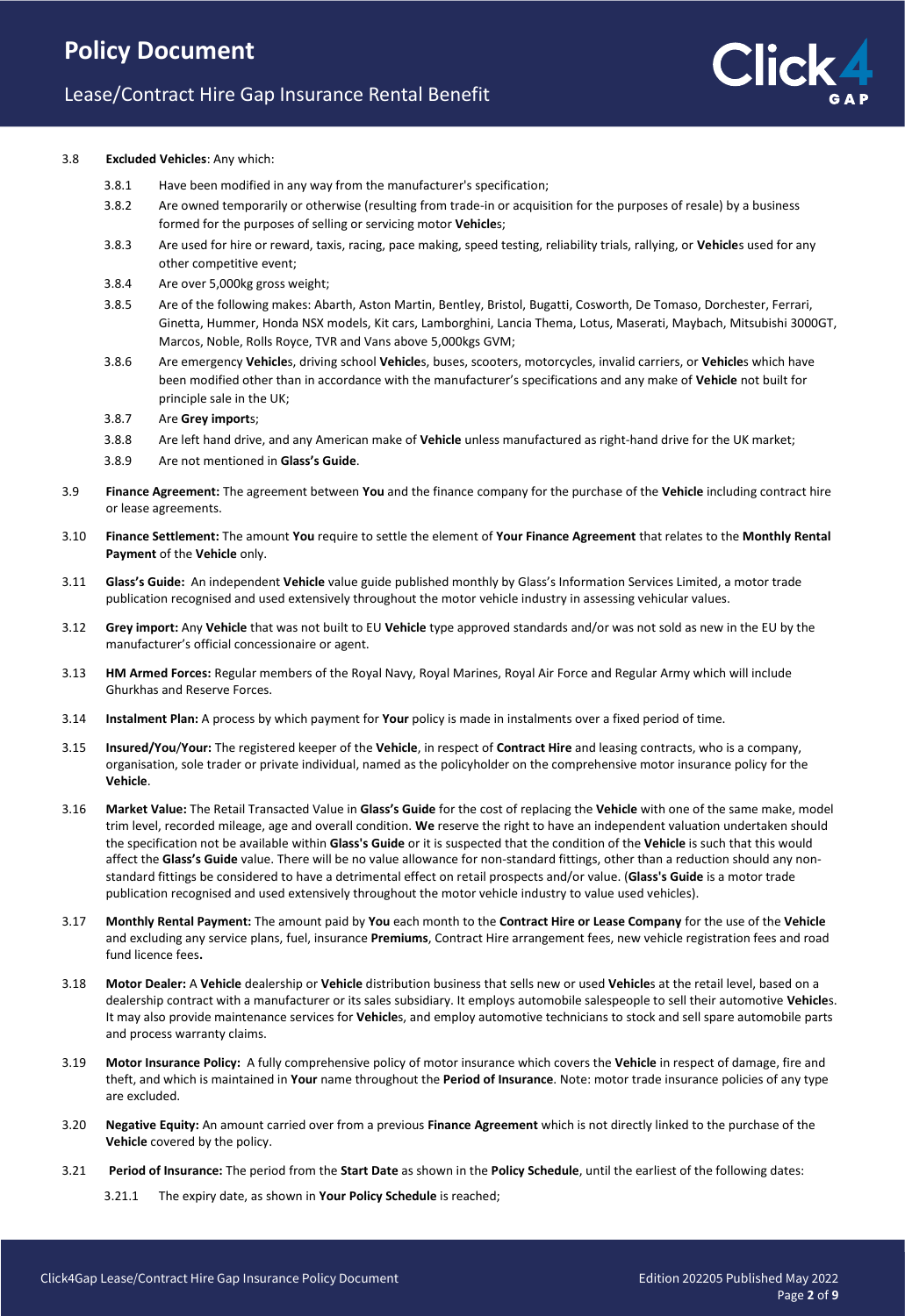3.8 **Excluded Vehicles**: Any which:

- 3.8.1 Have been modified in any way from the manufacturer's specification;
- 3.8.2 Are owned temporarily or otherwise (resulting from trade-in or acquisition for the purposes of resale) by a business formed for the purposes of selling or servicing motor **Vehicle**s;
- 3.8.3 Are used for hire or reward, taxis, racing, pace making, speed testing, reliability trials, rallying, or **Vehicle**s used for any other competitive event;
- 3.8.4 Are over 5,000kg gross weight;
- 3.8.5 Are of the following makes: Abarth, Aston Martin, Bentley, Bristol, Bugatti, Cosworth, De Tomaso, Dorchester, Ferrari, Ginetta, Hummer, Honda NSX models, Kit cars, Lamborghini, Lancia Thema, Lotus, Maserati, Maybach, Mitsubishi 3000GT, Marcos, Noble, Rolls Royce, TVR and Vans above 5,000kgs GVM;
- 3.8.6 Are emergency **Vehicle**s, driving school **Vehicle**s, buses, scooters, motorcycles, invalid carriers, or **Vehicle**s which have been modified other than in accordance with the manufacturer's specifications and any make of **Vehicle** not built for principle sale in the UK;
- 3.8.7 Are **Grey import**s;
- 3.8.8 Are left hand drive, and any American make of **Vehicle** unless manufactured as right-hand drive for the UK market;
- 3.8.9 Are not mentioned in **Glass's Guide**.

3.9 **Finance Agreement:** The agreement between **You** and the finance company for the purchase of the **Vehicle** including contract hire or lease agreements.

3.10 **Finance Settlement:** The amount **You** require to settle the element of **Your Finance Agreement** that relates to the **Monthly Rental Payment** of the **Vehicle** only.

3.11 **Glass's Guide:** An independent **Vehicle** value guide published monthly by Glass's Information Services Limited, a motor trade publication recognised and used extensively throughout the motor vehicle industry in assessing vehicular values.

3.12 **Grey import:** Any **Vehicle** that was not built to EU **Vehicle** type approved standards and/or was not sold as new in the EU by the manufacturer's official concessionaire or agent.

3.13 **HM Armed Forces:** Regular members of the Royal Navy, Royal Marines, Royal Air Force and Regular Army which will include Ghurkhas and Reserve Forces.

3.14 **Instalment Plan:** A process by which payment for **Your** policy is made in instalments over a fixed period of time.

3.15 **Insured/You/Your:** The registered keeper of the **Vehicle**, in respect of **Contract Hire** and leasing contracts, who is a company, organisation, sole trader or private individual, named as the policyholder on the comprehensive motor insurance policy for the **Vehicle**.

3.16 **Market Value:** The Retail Transacted Value in **Glass's Guide** for the cost of replacing the **Vehicle** with one of the same make, model trim level, recorded mileage, age and overall condition. **We** reserve the right to have an independent valuation undertaken should the specification not be available within **Glass's Guide** or it is suspected that the condition of the **Vehicle** is such that this would affect the **Glass's Guide** value. There will be no value allowance for non-standard fittings, other than a reduction should any non-standard fittings be considered to have a detrimental effect on retail prospects and/or value. (**Glass's Guide** is a motor trade publication recognised and used extensively throughout the motor vehicle industry to value used vehicles).

3.17 **Monthly Rental Payment:** The amount paid by **You** each month to the **Contract Hire or Lease Company** for the use of the **Vehicle** and excluding any service plans, fuel, insurance **Premiums**, Contract Hire arrangement fees, new vehicle registration fees and road fund licence fees**.**

3.18 **Motor Dealer:** A **Vehicle** dealership or **Vehicle** distribution business that sells new or used **Vehicle**s at the retail level, based on a dealership contract with a manufacturer or its sales subsidiary. It employs automobile salespeople to sell their automotive **Vehicle**s. It may also provide maintenance services for **Vehicle**s, and employ automotive technicians to stock and sell spare automobile parts and process warranty claims.

3.19 **Motor Insurance Policy:** A fully comprehensive policy of motor insurance which covers the **Vehicle** in respect of damage, fire and theft, and which is maintained in **Your** name throughout the **Period of Insurance**. Note: motor trade insurance policies of any type are excluded.

3.20 **Negative Equity:** An amount carried over from a previous **Finance Agreement** which is not directly linked to the purchase of the **Vehicle** covered by the policy.

3.21 **Period of Insurance:** The period from the **Start Date** as shown in the **Policy Schedule**, until the earliest of the following dates:

- 3.21.1 The expiry date, as shown in **Your Policy Schedule** is reached;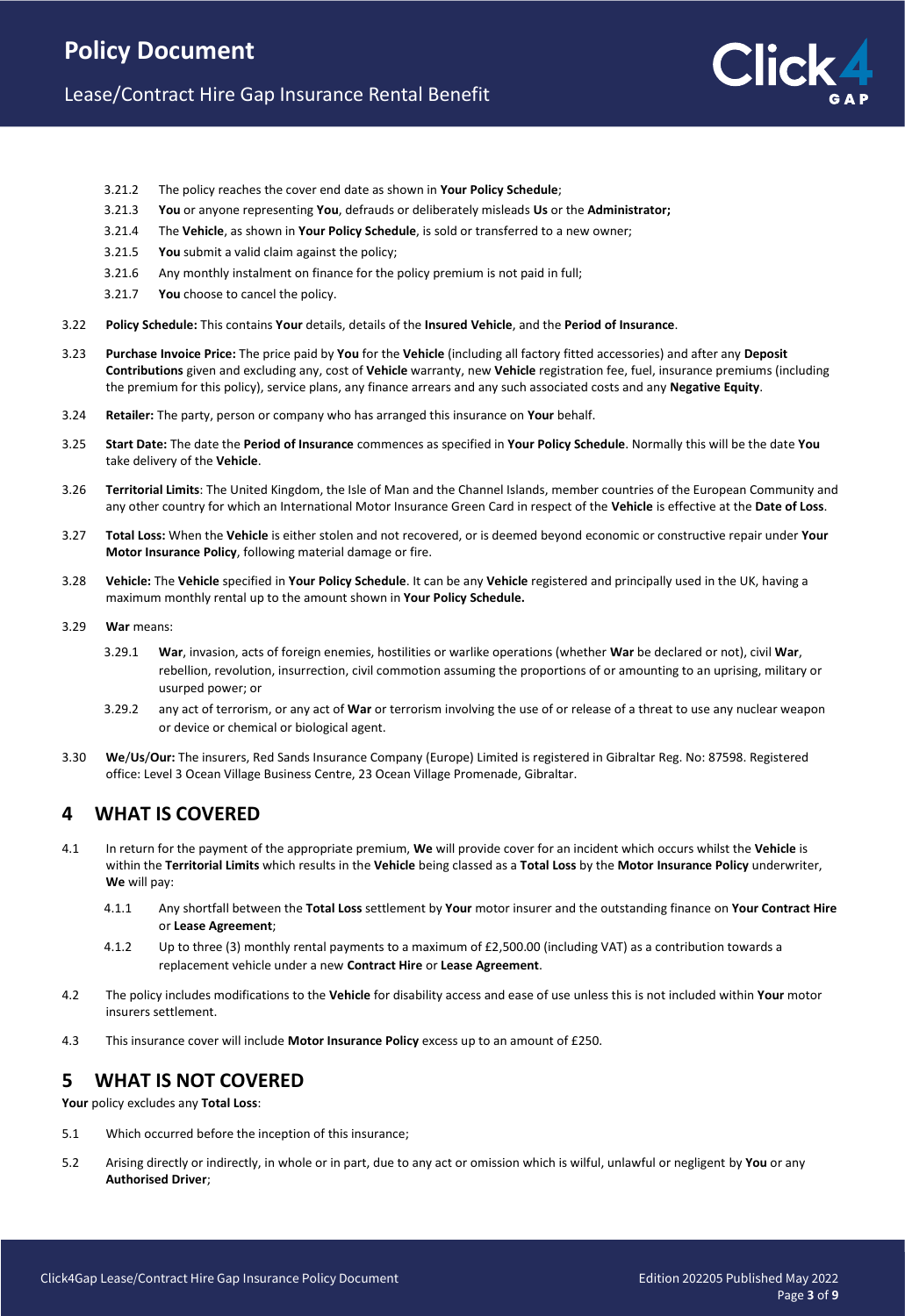3.21.2 The policy reaches the cover end date as shown in **Your Policy Schedule**;

3.21.3 **You** or anyone representing **You**, defrauds or deliberately misleads **Us** or the **Administrator;**

3.21.4 The **Vehicle**, as shown in **Your Policy Schedule**, is sold or transferred to a new owner;

3.21.5 **You** submit a valid claim against the policy;

3.21.6 Any monthly instalment on finance for the policy premium is not paid in full;

3.21.7 **You** choose to cancel the policy.

3.22 **Policy Schedule:** This contains **Your** details, details of the **Insured Vehicle**, and the **Period of Insurance**.

3.23 **Purchase Invoice Price:** The price paid by **You** for the **Vehicle** (including all factory fitted accessories) and after any **Deposit Contributions** given and excluding any, cost of **Vehicle** warranty, new **Vehicle** registration fee, fuel, insurance premiums (including the premium for this policy), service plans, any finance arrears and any such associated costs and any **Negative Equity**.

3.24 **Retailer:** The party, person or company who has arranged this insurance on **Your** behalf.

3.25 **Start Date:** The date the **Period of Insurance** commences as specified in **Your Policy Schedule**. Normally this will be the date **You** take delivery of the **Vehicle**.

3.26 **Territorial Limits**: The United Kingdom, the Isle of Man and the Channel Islands, member countries of the European Community and any other country for which an International Motor Insurance Green Card in respect of the **Vehicle** is effective at the **Date of Loss**.

3.27 **Total Loss:** When the **Vehicle** is either stolen and not recovered, or is deemed beyond economic or constructive repair under **Your Motor Insurance Policy**, following material damage or fire.

3.28 **Vehicle:** The **Vehicle** specified in **Your Policy Schedule**. It can be any **Vehicle** registered and principally used in the UK, having a maximum monthly rental up to the amount shown in **Your Policy Schedule.**

3.29 **War** means:

3.29.1 **War**, invasion, acts of foreign enemies, hostilities or warlike operations (whether **War** be declared or not), civil **War**, rebellion, revolution, insurrection, civil commotion assuming the proportions of or amounting to an uprising, military or usurped power; or

3.29.2 any act of terrorism, or any act of **War** or terrorism involving the use of or release of a threat to use any nuclear weapon or device or chemical or biological agent.

3.30 **We**/**Us**/**Our:** The insurers, Red Sands Insurance Company (Europe) Limited is registered in Gibraltar Reg. No: 87598. Registered office: Level 3 Ocean Village Business Centre, 23 Ocean Village Promenade, Gibraltar.

# 4 WHAT IS COVERED

4.1 In return for the payment of the appropriate premium, **We** will provide cover for an incident which occurs whilst the **Vehicle** is within the **Territorial Limits** which results in the **Vehicle** being classed as a **Total Loss** by the **Motor Insurance Policy** underwriter, **We** will pay:

4.1.1 Any shortfall between the **Total Loss** settlement by **Your** motor insurer and the outstanding finance on **Your Contract Hire** or **Lease Agreement**;

4.1.2 Up to three (3) monthly rental payments to a maximum of £2,500.00 (including VAT) as a contribution towards a replacement vehicle under a new **Contract Hire** or **Lease Agreement**.

4.2 The policy includes modifications to the **Vehicle** for disability access and ease of use unless this is not included within **Your** motor insurers settlement.

4.3 This insurance cover will include **Motor Insurance Policy** excess up to an amount of £250.

# 5 WHAT IS NOT COVERED

**Your** policy excludes any **Total Loss**:

5.1 Which occurred before the inception of this insurance;

5.2 Arising directly or indirectly, in whole or in part, due to any act or omission which is wilful, unlawful or negligent by **You** or any **Authorised Driver**;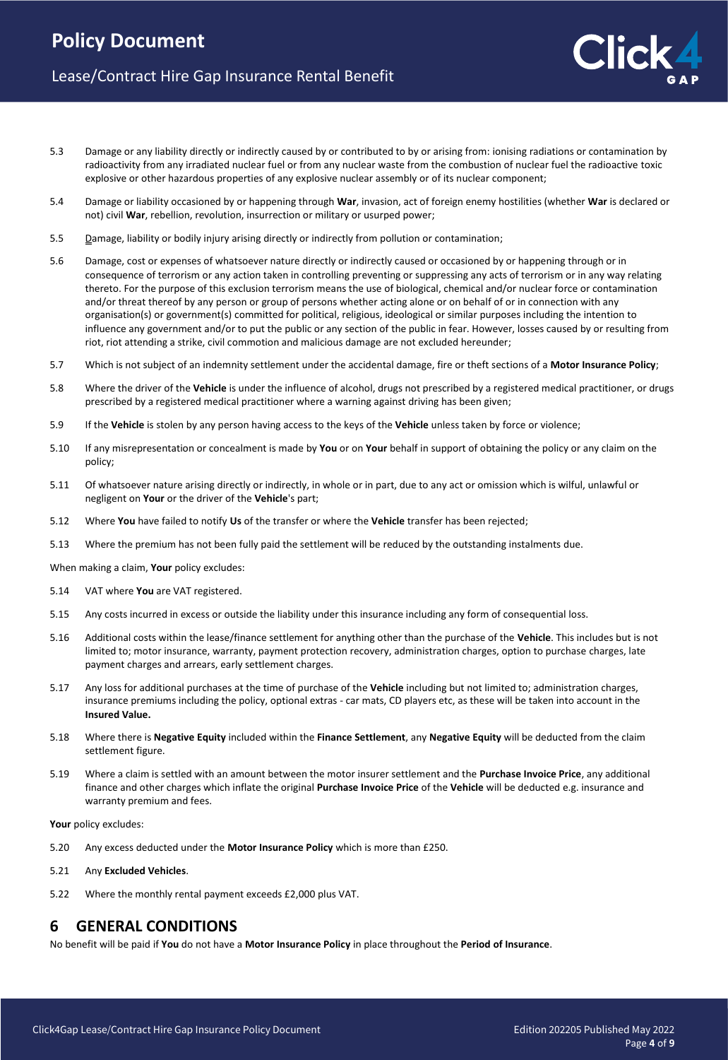5.3 Damage or any liability directly or indirectly caused by or contributed to by or arising from: ionising radiations or contamination by radioactivity from any irradiated nuclear fuel or from any nuclear waste from the combustion of nuclear fuel the radioactive toxic explosive or other hazardous properties of any explosive nuclear assembly or of its nuclear component;

5.4 Damage or liability occasioned by or happening through **War**, invasion, act of foreign enemy hostilities (whether **War** is declared or not) civil **War**, rebellion, revolution, insurrection or military or usurped power;

5.5 Damage, liability or bodily injury arising directly or indirectly from pollution or contamination;

5.6 Damage, cost or expenses of whatsoever nature directly or indirectly caused or occasioned by or happening through or in consequence of terrorism or any action taken in controlling preventing or suppressing any acts of terrorism or in any way relating thereto. For the purpose of this exclusion terrorism means the use of biological, chemical and/or nuclear force or contamination and/or threat thereof by any person or group of persons whether acting alone or on behalf of or in connection with any organisation(s) or government(s) committed for political, religious, ideological or similar purposes including the intention to influence any government and/or to put the public or any section of the public in fear. However, losses caused by or resulting from riot, riot attending a strike, civil commotion and malicious damage are not excluded hereunder;

5.7 Which is not subject of an indemnity settlement under the accidental damage, fire or theft sections of a **Motor Insurance Policy**;

5.8 Where the driver of the **Vehicle** is under the influence of alcohol, drugs not prescribed by a registered medical practitioner, or drugs prescribed by a registered medical practitioner where a warning against driving has been given;

5.9 If the **Vehicle** is stolen by any person having access to the keys of the **Vehicle** unless taken by force or violence;

5.10 If any misrepresentation or concealment is made by **You** or on **Your** behalf in support of obtaining the policy or any claim on the policy;

5.11 Of whatsoever nature arising directly or indirectly, in whole or in part, due to any act or omission which is wilful, unlawful or negligent on **Your** or the driver of the **Vehicle**'s part;

5.12 Where **You** have failed to notify **Us** of the transfer or where the **Vehicle** transfer has been rejected;

5.13 Where the premium has not been fully paid the settlement will be reduced by the outstanding instalments due.

When making a claim, **Your** policy excludes:

5.14 VAT where **You** are VAT registered.

5.15 Any costs incurred in excess or outside the liability under this insurance including any form of consequential loss.

5.16 Additional costs within the lease/finance settlement for anything other than the purchase of the **Vehicle**. This includes but is not limited to; motor insurance, warranty, payment protection recovery, administration charges, option to purchase charges, late payment charges and arrears, early settlement charges.

5.17 Any loss for additional purchases at the time of purchase of the **Vehicle** including but not limited to; administration charges, insurance premiums including the policy, optional extras - car mats, CD players etc, as these will be taken into account in the **Insured Value.**

5.18 Where there is **Negative Equity** included within the **Finance Settlement**, any **Negative Equity** will be deducted from the claim settlement figure.

5.19 Where a claim is settled with an amount between the motor insurer settlement and the **Purchase Invoice Price**, any additional finance and other charges which inflate the original **Purchase Invoice Price** of the **Vehicle** will be deducted e.g. insurance and warranty premium and fees.

**Your** policy excludes:

5.20 Any excess deducted under the **Motor Insurance Policy** which is more than £250.

5.21 Any **Excluded Vehicles**.

5.22 Where the monthly rental payment exceeds £2,000 plus VAT.

# 6 GENERAL CONDITIONS

No benefit will be paid if **You** do not have a **Motor Insurance Policy** in place throughout the **Period of Insurance**.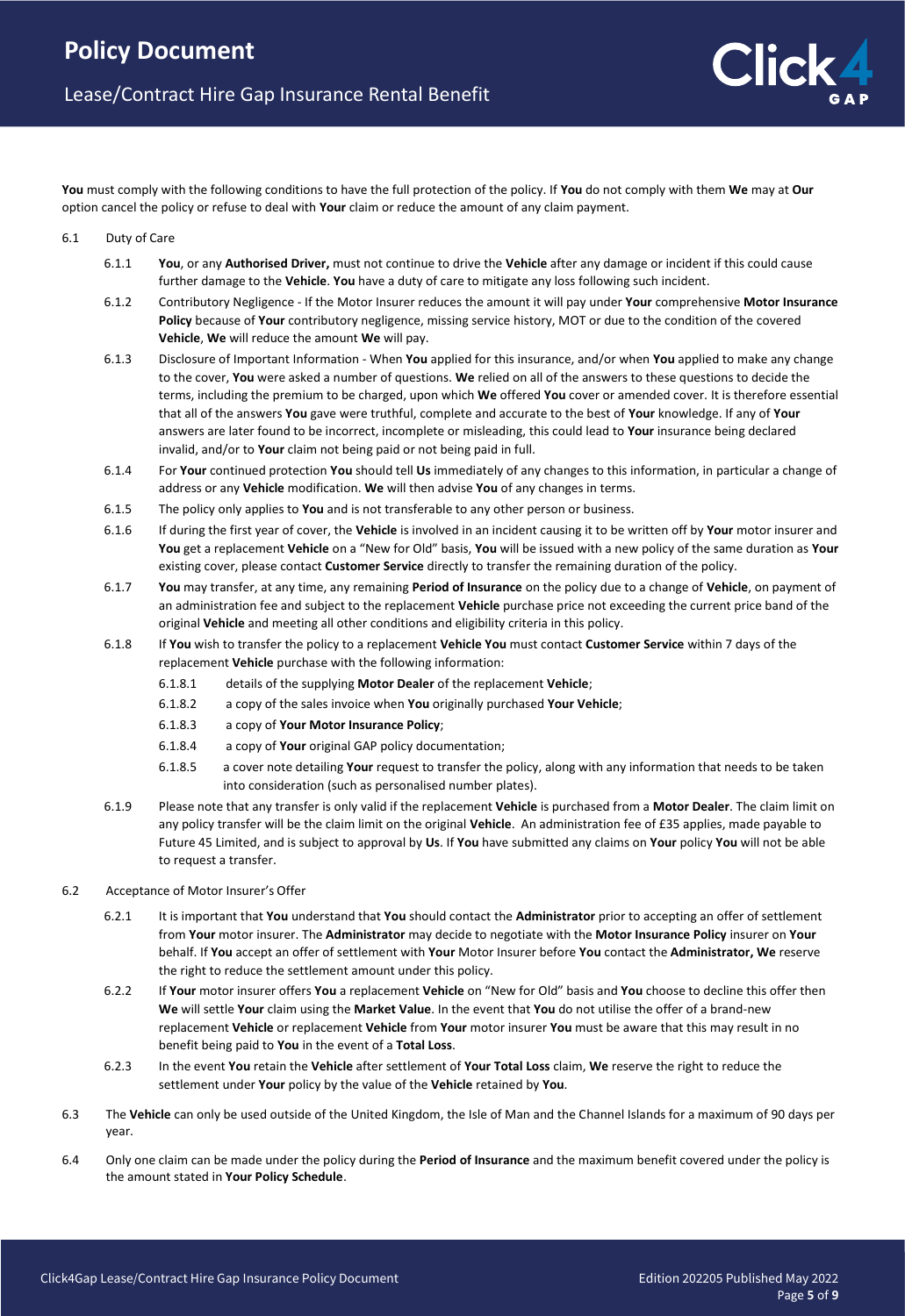**You** must comply with the following conditions to have the full protection of the policy. If **You** do not comply with them **We** may at **Our** option cancel the policy or refuse to deal with **Your** claim or reduce the amount of any claim payment.

6.1 Duty of Care

6.1.1 **You**, or any **Authorised Driver,** must not continue to drive the **Vehicle** after any damage or incident if this could cause further damage to the **Vehicle**. **You** have a duty of care to mitigate any loss following such incident.

6.1.2 Contributory Negligence - If the Motor Insurer reduces the amount it will pay under **Your** comprehensive **Motor Insurance Policy** because of **Your** contributory negligence, missing service history, MOT or due to the condition of the covered **Vehicle**, **We** will reduce the amount **We** will pay.

6.1.3 Disclosure of Important Information - When **You** applied for this insurance, and/or when **You** applied to make any change to the cover, **You** were asked a number of questions. **We** relied on all of the answers to these questions to decide the terms, including the premium to be charged, upon which **We** offered **You** cover or amended cover. It is therefore essential that all of the answers **You** gave were truthful, complete and accurate to the best of **Your** knowledge. If any of **Your** answers are later found to be incorrect, incomplete or misleading, this could lead to **Your** insurance being declared invalid, and/or to **Your** claim not being paid or not being paid in full.

6.1.4 For **Your** continued protection **You** should tell **Us** immediately of any changes to this information, in particular a change of address or any **Vehicle** modification. **We** will then advise **You** of any changes in terms.

6.1.5 The policy only applies to **You** and is not transferable to any other person or business.

6.1.6 If during the first year of cover, the **Vehicle** is involved in an incident causing it to be written off by **Your** motor insurer and **You** get a replacement **Vehicle** on a "New for Old" basis, **You** will be issued with a new policy of the same duration as **Your** existing cover, please contact **Customer Service** directly to transfer the remaining duration of the policy.

6.1.7 **You** may transfer, at any time, any remaining **Period of Insurance** on the policy due to a change of **Vehicle**, on payment of an administration fee and subject to the replacement **Vehicle** purchase price not exceeding the current price band of the original **Vehicle** and meeting all other conditions and eligibility criteria in this policy.

6.1.8 If **You** wish to transfer the policy to a replacement **Vehicle You** must contact **Customer Service** within 7 days of the replacement **Vehicle** purchase with the following information:

6.1.8.1 details of the supplying **Motor Dealer** of the replacement **Vehicle**;

6.1.8.2 a copy of the sales invoice when **You** originally purchased **Your Vehicle**;

6.1.8.3 a copy of **Your Motor Insurance Policy**;

6.1.8.4 a copy of **Your** original GAP policy documentation;

6.1.8.5 a cover note detailing **Your** request to transfer the policy, along with any information that needs to be taken into consideration (such as personalised number plates).

6.1.9 Please note that any transfer is only valid if the replacement **Vehicle** is purchased from a **Motor Dealer**. The claim limit on any policy transfer will be the claim limit on the original **Vehicle**. An administration fee of £35 applies, made payable to Future 45 Limited, and is subject to approval by **Us**. If **You** have submitted any claims on **Your** policy **You** will not be able to request a transfer.

6.2 Acceptance of Motor Insurer's Offer

6.2.1 It is important that **You** understand that **You** should contact the **Administrator** prior to accepting an offer of settlement from **Your** motor insurer. The **Administrator** may decide to negotiate with the **Motor Insurance Policy** insurer on **Your** behalf. If **You** accept an offer of settlement with **Your** Motor Insurer before **You** contact the **Administrator, We** reserve the right to reduce the settlement amount under this policy.

6.2.2 If **Your** motor insurer offers **You** a replacement **Vehicle** on "New for Old" basis and **You** choose to decline this offer then **We** will settle **Your** claim using the **Market Value**. In the event that **You** do not utilise the offer of a brand-new replacement **Vehicle** or replacement **Vehicle** from **Your** motor insurer **You** must be aware that this may result in no benefit being paid to **You** in the event of a **Total Loss**.

6.2.3 In the event **You** retain the **Vehicle** after settlement of **Your Total Loss** claim, **We** reserve the right to reduce the settlement under **Your** policy by the value of the **Vehicle** retained by **You**.

6.3 The **Vehicle** can only be used outside of the United Kingdom, the Isle of Man and the Channel Islands for a maximum of 90 days per year.

6.4 Only one claim can be made under the policy during the **Period of Insurance** and the maximum benefit covered under the policy is the amount stated in **Your Policy Schedule**.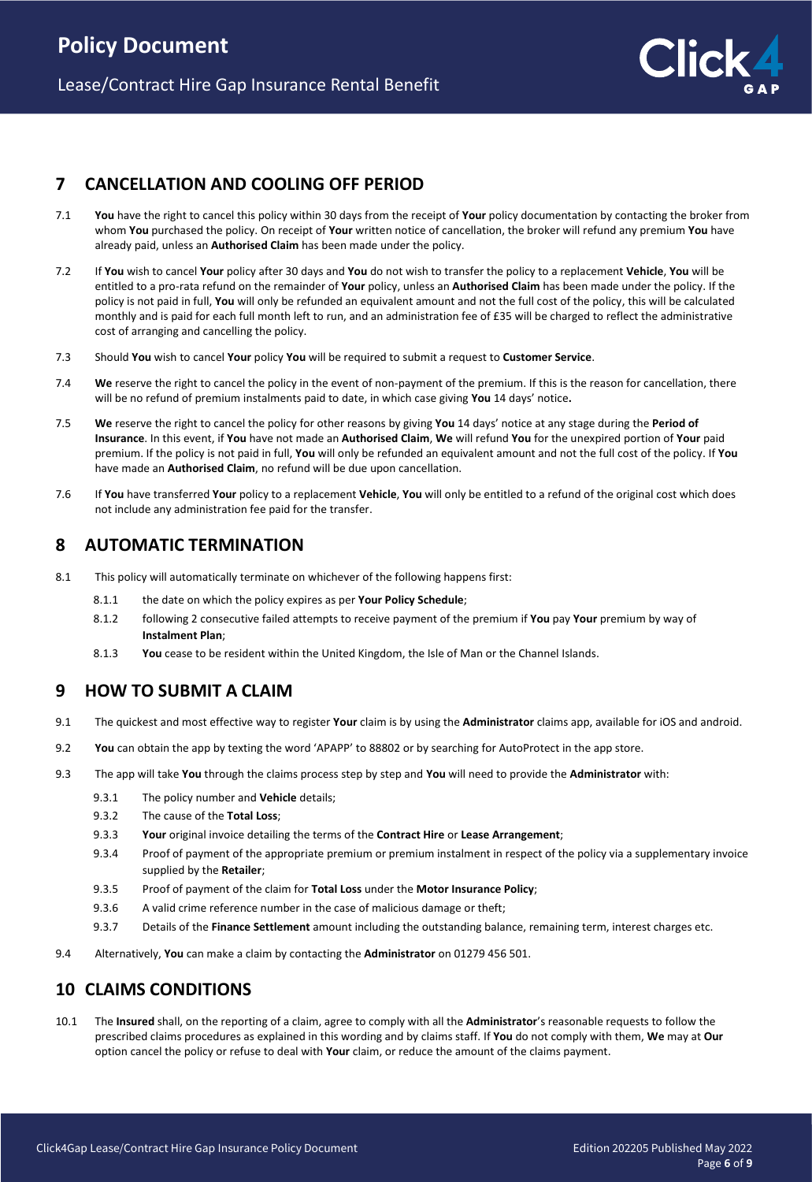## 7 CANCELLATION AND COOLING OFF PERIOD

7.1 **You** have the right to cancel this policy within 30 days from the receipt of **Your** policy documentation by contacting the broker from whom **You** purchased the policy. On receipt of **Your** written notice of cancellation, the broker will refund any premium **You** have already paid, unless an **Authorised Claim** has been made under the policy.

7.2 If **You** wish to cancel **Your** policy after 30 days and **You** do not wish to transfer the policy to a replacement **Vehicle**, **You** will be entitled to a pro-rata refund on the remainder of **Your** policy, unless an **Authorised Claim** has been made under the policy. If the policy is not paid in full, **You** will only be refunded an equivalent amount and not the full cost of the policy, this will be calculated monthly and is paid for each full month left to run, and an administration fee of £35 will be charged to reflect the administrative cost of arranging and cancelling the policy.

7.3 Should **You** wish to cancel **Your** policy **You** will be required to submit a request to **Customer Service**.

7.4 **We** reserve the right to cancel the policy in the event of non-payment of the premium. If this is the reason for cancellation, there will be no refund of premium instalments paid to date, in which case giving **You** 14 days' notice**.**

7.5 **We** reserve the right to cancel the policy for other reasons by giving **You** 14 days' notice at any stage during the **Period of Insurance**. In this event, if **You** have not made an **Authorised Claim**, **We** will refund **You** for the unexpired portion of **Your** paid premium. If the policy is not paid in full, **You** will only be refunded an equivalent amount and not the full cost of the policy. If **You** have made an **Authorised Claim**, no refund will be due upon cancellation.

7.6 If **You** have transferred **Your** policy to a replacement **Vehicle**, **You** will only be entitled to a refund of the original cost which does not include any administration fee paid for the transfer.

## 8 AUTOMATIC TERMINATION

8.1 This policy will automatically terminate on whichever of the following happens first:

- 8.1.1 the date on which the policy expires as per **Your Policy Schedule**;
- 8.1.2 following 2 consecutive failed attempts to receive payment of the premium if **You** pay **Your** premium by way of **Instalment Plan**;
- 8.1.3 **You** cease to be resident within the United Kingdom, the Isle of Man or the Channel Islands.

## 9 HOW TO SUBMIT A CLAIM

9.1 The quickest and most effective way to register **Your** claim is by using the **Administrator** claims app, available for iOS and android.

9.2 **You** can obtain the app by texting the word 'APAPP' to 88802 or by searching for AutoProtect in the app store.

9.3 The app will take **You** through the claims process step by step and **You** will need to provide the **Administrator** with:

- 9.3.1 The policy number and **Vehicle** details;
- 9.3.2 The cause of the **Total Loss**;
- 9.3.3 **Your** original invoice detailing the terms of the **Contract Hire** or **Lease Arrangement**;
- 9.3.4 Proof of payment of the appropriate premium or premium instalment in respect of the policy via a supplementary invoice supplied by the **Retailer**;
- 9.3.5 Proof of payment of the claim for **Total Loss** under the **Motor Insurance Policy**;
- 9.3.6 A valid crime reference number in the case of malicious damage or theft;
- 9.3.7 Details of the **Finance Settlement** amount including the outstanding balance, remaining term, interest charges etc.

9.4 Alternatively, **You** can make a claim by contacting the **Administrator** on 01279 456 501.

## 10 CLAIMS CONDITIONS

10.1 The **Insured** shall, on the reporting of a claim, agree to comply with all the **Administrator**'s reasonable requests to follow the prescribed claims procedures as explained in this wording and by claims staff. If **You** do not comply with them, **We** may at **Our** option cancel the policy or refuse to deal with **Your** claim, or reduce the amount of the claims payment.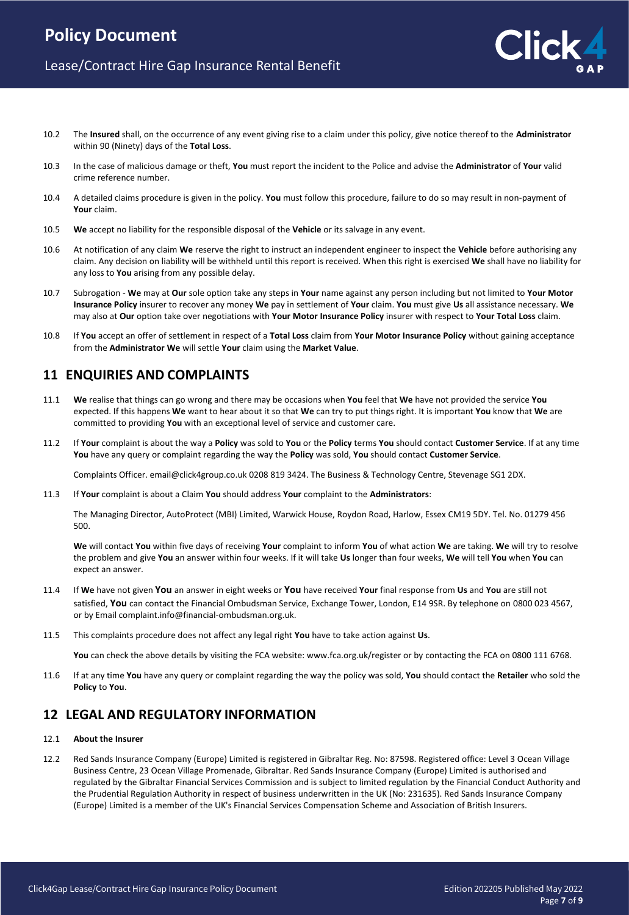10.2 The **Insured** shall, on the occurrence of any event giving rise to a claim under this policy, give notice thereof to the **Administrator** within 90 (Ninety) days of the **Total Loss**.

10.3 In the case of malicious damage or theft, **You** must report the incident to the Police and advise the **Administrator** of **Your** valid crime reference number.

10.4 A detailed claims procedure is given in the policy. **You** must follow this procedure, failure to do so may result in non-payment of **Your** claim.

10.5 **We** accept no liability for the responsible disposal of the **Vehicle** or its salvage in any event.

10.6 At notification of any claim **We** reserve the right to instruct an independent engineer to inspect the **Vehicle** before authorising any claim. Any decision on liability will be withheld until this report is received. When this right is exercised **We** shall have no liability for any loss to **You** arising from any possible delay.

10.7 Subrogation - **We** may at **Our** sole option take any steps in **Your** name against any person including but not limited to **Your Motor Insurance Policy** insurer to recover any money **We** pay in settlement of **Your** claim. **You** must give **Us** all assistance necessary. **We** may also at **Our** option take over negotiations with **Your Motor Insurance Policy** insurer with respect to **Your Total Loss** claim.

10.8 If **You** accept an offer of settlement in respect of a **Total Loss** claim from **Your Motor Insurance Policy** without gaining acceptance from the **Administrator We** will settle **Your** claim using the **Market Value**.

## 11 ENQUIRIES AND COMPLAINTS

11.1 **We** realise that things can go wrong and there may be occasions when **You** feel that **We** have not provided the service **You** expected. If this happens **We** want to hear about it so that **We** can try to put things right. It is important **You** know that **We** are committed to providing **You** with an exceptional level of service and customer care.

11.2 If **Your** complaint is about the way a **Policy** was sold to **You** or the **Policy** terms **You** should contact **Customer Service**. If at any time **You** have any query or complaint regarding the way the **Policy** was sold, **You** should contact **Customer Service**.

Complaints Officer. email@click4group.co.uk 0208 819 3424. The Business & Technology Centre, Stevenage SG1 2DX.

11.3 If **Your** complaint is about a Claim **You** should address **Your** complaint to the **Administrators**:

The Managing Director, AutoProtect (MBI) Limited, Warwick House, Roydon Road, Harlow, Essex CM19 5DY. Tel. No. 01279 456 500.

**We** will contact **You** within five days of receiving **Your** complaint to inform **You** of what action **We** are taking. **We** will try to resolve the problem and give **You** an answer within four weeks. If it will take **Us** longer than four weeks, **We** will tell **You** when **You** can expect an answer.

11.4 If **We** have not given **You** an answer in eight weeks or **You** have received **Your** final response from **Us** and **You** are still not satisfied, **You** can contact the Financial Ombudsman Service, Exchange Tower, London, E14 9SR. By telephone on 0800 023 4567, or by Email complaint.info@financial-ombudsman.org.uk.

11.5 This complaints procedure does not affect any legal right **You** have to take action against **Us**.

**You** can check the above details by visiting the FCA website: www.fca.org.uk/register or by contacting the FCA on 0800 111 6768.

11.6 If at any time **You** have any query or complaint regarding the way the policy was sold, **You** should contact the **Retailer** who sold the **Policy** to **You**.

## 12 LEGAL AND REGULATORY INFORMATION

12.1 **About the Insurer**

12.2 Red Sands Insurance Company (Europe) Limited is registered in Gibraltar Reg. No: 87598. Registered office: Level 3 Ocean Village Business Centre, 23 Ocean Village Promenade, Gibraltar. Red Sands Insurance Company (Europe) Limited is authorised and regulated by the Gibraltar Financial Services Commission and is subject to limited regulation by the Financial Conduct Authority and the Prudential Regulation Authority in respect of business underwritten in the UK (No: 231635). Red Sands Insurance Company (Europe) Limited is a member of the UK's Financial Services Compensation Scheme and Association of British Insurers.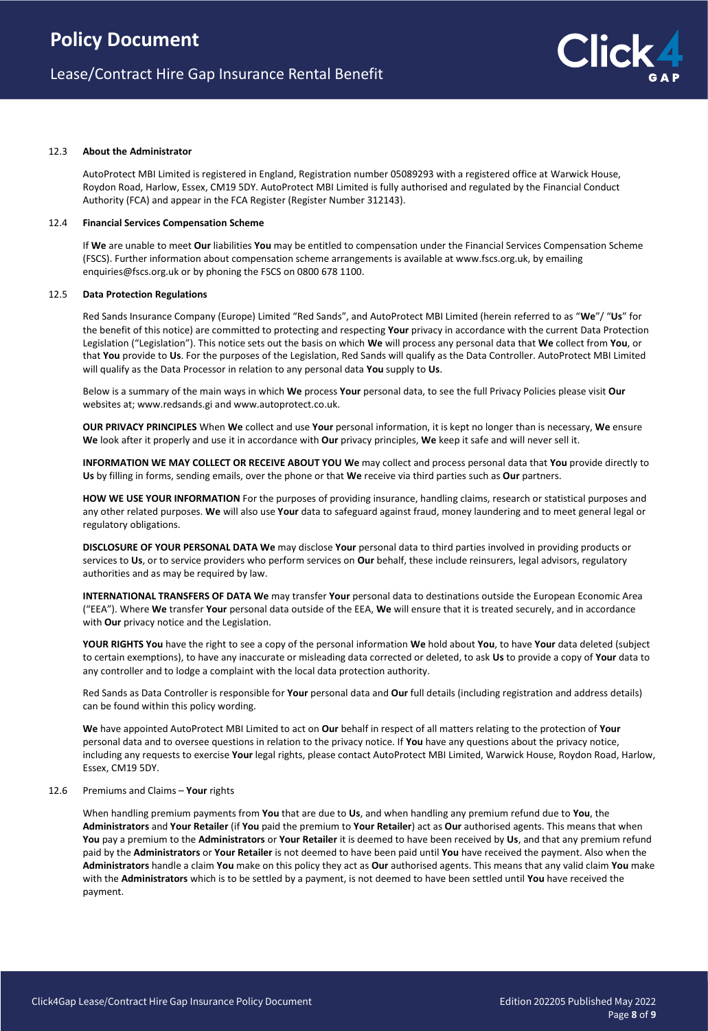### 12.3 About the Administrator

AutoProtect MBI Limited is registered in England, Registration number 05089293 with a registered office at Warwick House, Roydon Road, Harlow, Essex, CM19 5DY. AutoProtect MBI Limited is fully authorised and regulated by the Financial Conduct Authority (FCA) and appear in the FCA Register (Register Number 312143).

### 12.4 Financial Services Compensation Scheme

If **We** are unable to meet **Our** liabilities **You** may be entitled to compensation under the Financial Services Compensation Scheme (FSCS). Further information about compensation scheme arrangements is available at www.fscs.org.uk, by emailing enquiries@fscs.org.uk or by phoning the FSCS on 0800 678 1100.

### 12.5 Data Protection Regulations

Red Sands Insurance Company (Europe) Limited "Red Sands", and AutoProtect MBI Limited (herein referred to as "**We**"/ "**Us**" for the benefit of this notice) are committed to protecting and respecting **Your** privacy in accordance with the current Data Protection Legislation ("Legislation"). This notice sets out the basis on which **We** will process any personal data that **We** collect from **You**, or that **You** provide to **Us**. For the purposes of the Legislation, Red Sands will qualify as the Data Controller. AutoProtect MBI Limited will qualify as the Data Processor in relation to any personal data **You** supply to **Us**.

Below is a summary of the main ways in which **We** process **Your** personal data, to see the full Privacy Policies please visit **Our** websites at; www.redsands.gi and www.autoprotect.co.uk.

**OUR PRIVACY PRINCIPLES** When **We** collect and use **Your** personal information, it is kept no longer than is necessary, **We** ensure **We** look after it properly and use it in accordance with **Our** privacy principles, **We** keep it safe and will never sell it.

**INFORMATION WE MAY COLLECT OR RECEIVE ABOUT YOU We** may collect and process personal data that **You** provide directly to **Us** by filling in forms, sending emails, over the phone or that **We** receive via third parties such as **Our** partners.

**HOW WE USE YOUR INFORMATION** For the purposes of providing insurance, handling claims, research or statistical purposes and any other related purposes. **We** will also use **Your** data to safeguard against fraud, money laundering and to meet general legal or regulatory obligations.

**DISCLOSURE OF YOUR PERSONAL DATA We** may disclose **Your** personal data to third parties involved in providing products or services to **Us**, or to service providers who perform services on **Our** behalf, these include reinsurers, legal advisors, regulatory authorities and as may be required by law.

**INTERNATIONAL TRANSFERS OF DATA We** may transfer **Your** personal data to destinations outside the European Economic Area ("EEA"). Where **We** transfer **Your** personal data outside of the EEA, **We** will ensure that it is treated securely, and in accordance with **Our** privacy notice and the Legislation.

**YOUR RIGHTS You** have the right to see a copy of the personal information **We** hold about **You**, to have **Your** data deleted (subject to certain exemptions), to have any inaccurate or misleading data corrected or deleted, to ask **Us** to provide a copy of **Your** data to any controller and to lodge a complaint with the local data protection authority.

Red Sands as Data Controller is responsible for **Your** personal data and **Our** full details (including registration and address details) can be found within this policy wording.

**We** have appointed AutoProtect MBI Limited to act on **Our** behalf in respect of all matters relating to the protection of **Your** personal data and to oversee questions in relation to the privacy notice. If **You** have any questions about the privacy notice, including any requests to exercise **Your** legal rights, please contact AutoProtect MBI Limited, Warwick House, Roydon Road, Harlow, Essex, CM19 5DY.

### 12.6 Premiums and Claims – **Your** rights

When handling premium payments from **You** that are due to **Us**, and when handling any premium refund due to **You**, the **Administrators** and **Your Retailer** (if **You** paid the premium to **Your Retailer**) act as **Our** authorised agents. This means that when **You** pay a premium to the **Administrators** or **Your Retailer** it is deemed to have been received by **Us**, and that any premium refund paid by the **Administrators** or **Your Retailer** is not deemed to have been paid until **You** have received the payment. Also when the **Administrators** handle a claim **You** make on this policy they act as **Our** authorised agents. This means that any valid claim **You** make with the **Administrators** which is to be settled by a payment, is not deemed to have been settled until **You** have received the payment.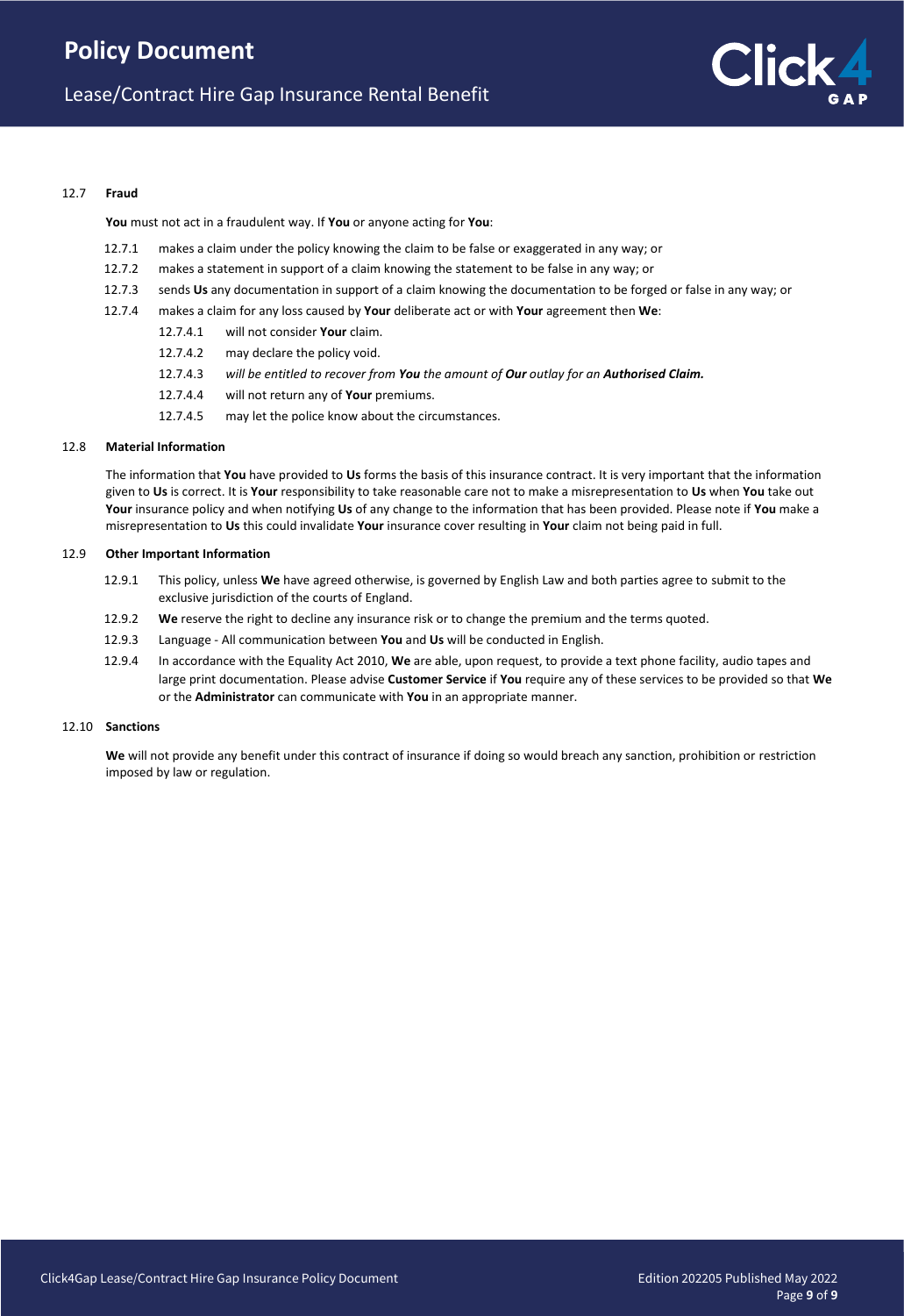12.7 **Fraud**

**You** must not act in a fraudulent way. If **You** or anyone acting for **You**:

- 12.7.1 makes a claim under the policy knowing the claim to be false or exaggerated in any way; or
- 12.7.2 makes a statement in support of a claim knowing the statement to be false in any way; or
- 12.7.3 sends **Us** any documentation in support of a claim knowing the documentation to be forged or false in any way; or
- 12.7.4 makes a claim for any loss caused by **Your** deliberate act or with **Your** agreement then **We**:
  - 12.7.4.1 will not consider **Your** claim.
  - 12.7.4.2 may declare the policy void.
  - 12.7.4.3 *will be entitled to recover from **You** the amount of **Our** outlay for an **Authorised Claim.***
  - 12.7.4.4 will not return any of **Your** premiums.
  - 12.7.4.5 may let the police know about the circumstances.

12.8 **Material Information**

The information that **You** have provided to **Us** forms the basis of this insurance contract. It is very important that the information given to **Us** is correct. It is **Your** responsibility to take reasonable care not to make a misrepresentation to **Us** when **You** take out **Your** insurance policy and when notifying **Us** of any change to the information that has been provided. Please note if **You** make a misrepresentation to **Us** this could invalidate **Your** insurance cover resulting in **Your** claim not being paid in full.

12.9 **Other Important Information**

- 12.9.1 This policy, unless **We** have agreed otherwise, is governed by English Law and both parties agree to submit to the exclusive jurisdiction of the courts of England.
- 12.9.2 **We** reserve the right to decline any insurance risk or to change the premium and the terms quoted.
- 12.9.3 Language - All communication between **You** and **Us** will be conducted in English.
- 12.9.4 In accordance with the Equality Act 2010, **We** are able, upon request, to provide a text phone facility, audio tapes and large print documentation. Please advise **Customer Service** if **You** require any of these services to be provided so that **We** or the **Administrator** can communicate with **You** in an appropriate manner.

12.10 **Sanctions**

**We** will not provide any benefit under this contract of insurance if doing so would breach any sanction, prohibition or restriction imposed by law or regulation.